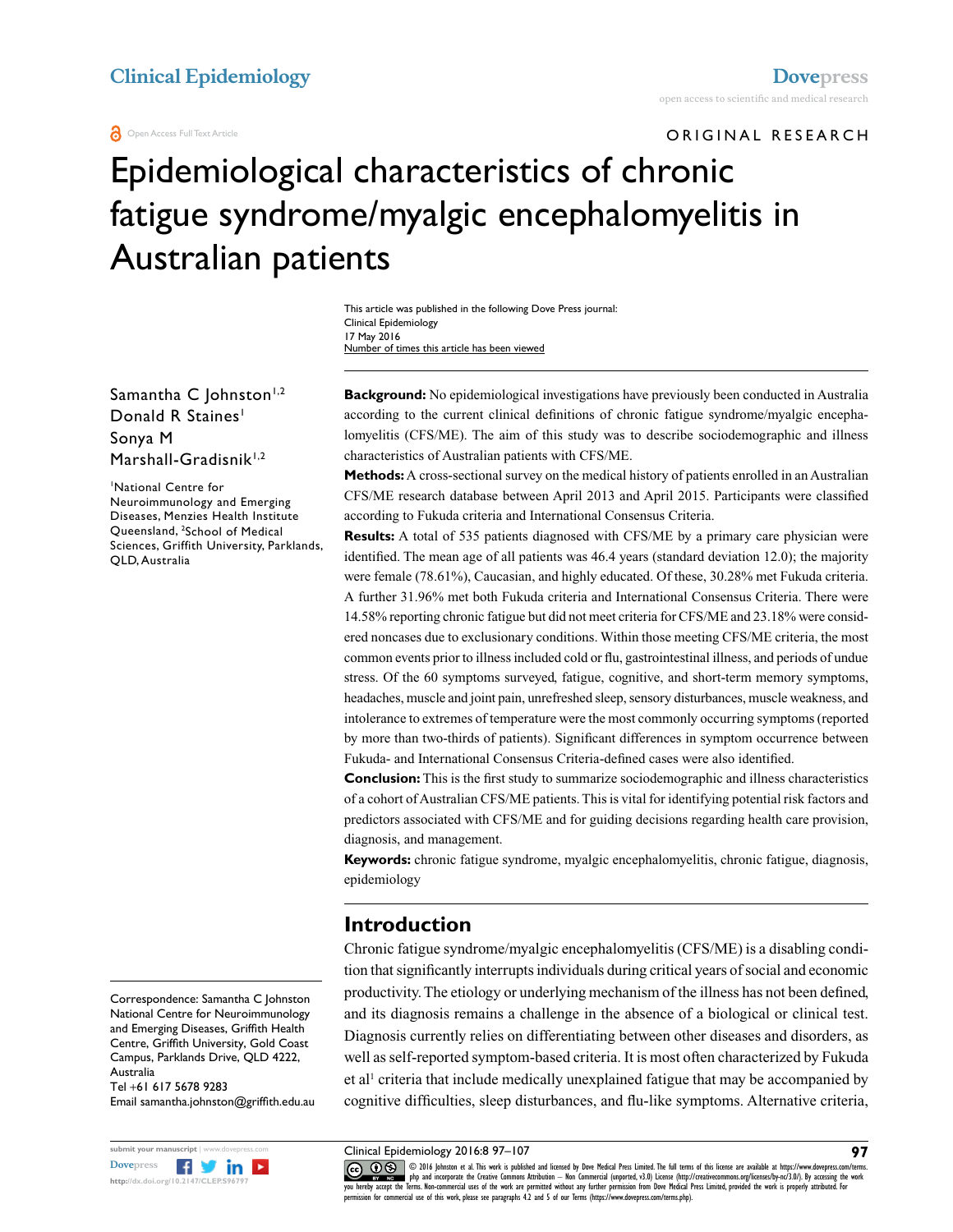# Epidemiological characteristics of chronic fatigue syndrome/myalgic encephalomyelitis in Australian patients

This article was published in the following Dove Press journal:
Clinical Epidemiology
17 May 2016
Number of times this article has been viewed

Samantha C Johnston[1,2]
Donald R Staines[1]
Sonya M Marshall-Gradisnik[1,2]

[1]National Centre for Neuroimmunology and Emerging Diseases, Menzies Health Institute Queensland, [2]School of Medical Sciences, Griffith University, Parklands, QLD, Australia

Correspondence: Samantha C Johnston
National Centre for Neuroimmunology and Emerging Diseases, Griffith Health Centre, Griffith University, Gold Coast Campus, Parklands Drive, QLD 4222, Australia
Tel +61 617 5678 9283
Email samantha.johnston@griffith.edu.au

**Background:** No epidemiological investigations have previously been conducted in Australia according to the current clinical definitions of chronic fatigue syndrome/myalgic encephalomyelitis (CFS/ME). The aim of this study was to describe sociodemographic and illness characteristics of Australian patients with CFS/ME.

**Methods:** A cross-sectional survey on the medical history of patients enrolled in an Australian CFS/ME research database between April 2013 and April 2015. Participants were classified according to Fukuda criteria and International Consensus Criteria.

**Results:** A total of 535 patients diagnosed with CFS/ME by a primary care physician were identified. The mean age of all patients was 46.4 years (standard deviation 12.0); the majority were female (78.61%), Caucasian, and highly educated. Of these, 30.28% met Fukuda criteria. A further 31.96% met both Fukuda criteria and International Consensus Criteria. There were 14.58% reporting chronic fatigue but did not meet criteria for CFS/ME and 23.18% were considered noncases due to exclusionary conditions. Within those meeting CFS/ME criteria, the most common events prior to illness included cold or flu, gastrointestinal illness, and periods of undue stress. Of the 60 symptoms surveyed, fatigue, cognitive, and short-term memory symptoms, headaches, muscle and joint pain, unrefreshed sleep, sensory disturbances, muscle weakness, and intolerance to extremes of temperature were the most commonly occurring symptoms (reported by more than two-thirds of patients). Significant differences in symptom occurrence between Fukuda- and International Consensus Criteria-defined cases were also identified.

**Conclusion:** This is the first study to summarize sociodemographic and illness characteristics of a cohort of Australian CFS/ME patients. This is vital for identifying potential risk factors and predictors associated with CFS/ME and for guiding decisions regarding health care provision, diagnosis, and management.

**Keywords:** chronic fatigue syndrome, myalgic encephalomyelitis, chronic fatigue, diagnosis, epidemiology

## Introduction

Chronic fatigue syndrome/myalgic encephalomyelitis (CFS/ME) is a disabling condition that significantly interrupts individuals during critical years of social and economic productivity. The etiology or underlying mechanism of the illness has not been defined, and its diagnosis remains a challenge in the absence of a biological or clinical test. Diagnosis currently relies on differentiating between other diseases and disorders, as well as self-reported symptom-based criteria. It is most often characterized by Fukuda et al[1] criteria that include medically unexplained fatigue that may be accompanied by cognitive difficulties, sleep disturbances, and flu-like symptoms. Alternative criteria,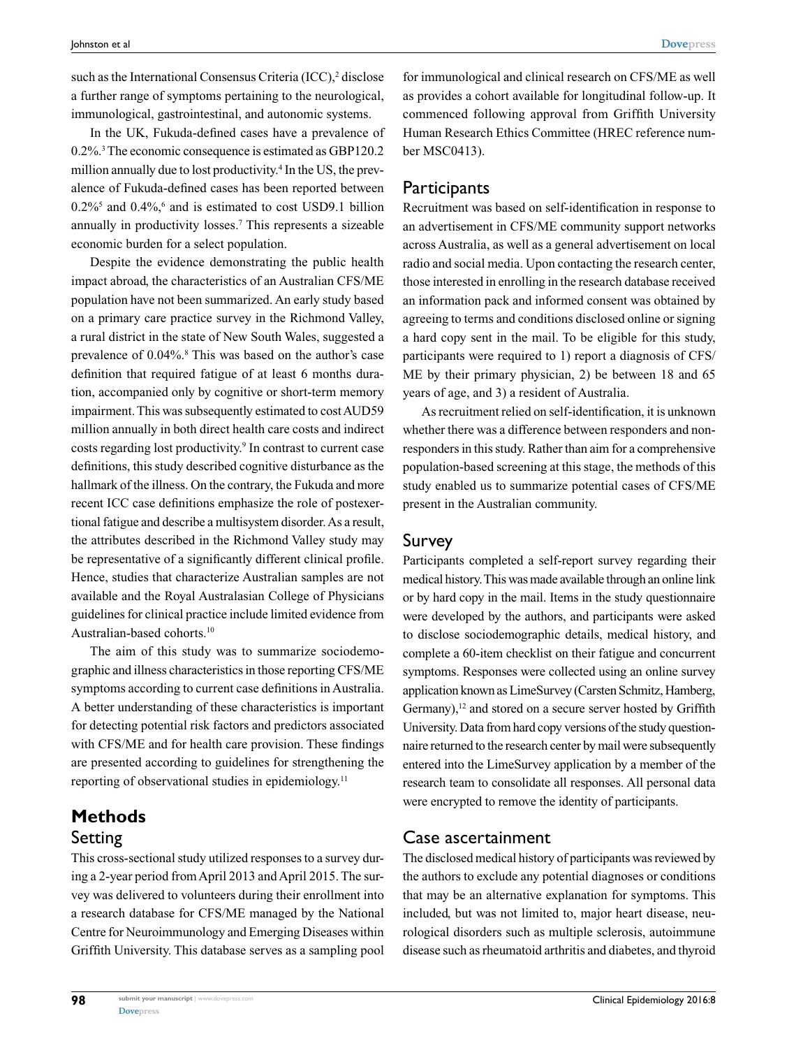such as the International Consensus Criteria (ICC),[2] disclose a further range of symptoms pertaining to the neurological, immunological, gastrointestinal, and autonomic systems.

In the UK, Fukuda-defined cases have a prevalence of 0.2%.[3] The economic consequence is estimated as GBP120.2 million annually due to lost productivity.[4] In the US, the prevalence of Fukuda-defined cases has been reported between 0.2%[5] and 0.4%,[6] and is estimated to cost USD9.1 billion annually in productivity losses.[7] This represents a sizeable economic burden for a select population.

Despite the evidence demonstrating the public health impact abroad, the characteristics of an Australian CFS/ME population have not been summarized. An early study based on a primary care practice survey in the Richmond Valley, a rural district in the state of New South Wales, suggested a prevalence of 0.04%.[8] This was based on the author's case definition that required fatigue of at least 6 months duration, accompanied only by cognitive or short-term memory impairment. This was subsequently estimated to cost AUD59 million annually in both direct health care costs and indirect costs regarding lost productivity.[9] In contrast to current case definitions, this study described cognitive disturbance as the hallmark of the illness. On the contrary, the Fukuda and more recent ICC case definitions emphasize the role of postexertional fatigue and describe a multisystem disorder. As a result, the attributes described in the Richmond Valley study may be representative of a significantly different clinical profile. Hence, studies that characterize Australian samples are not available and the Royal Australasian College of Physicians guidelines for clinical practice include limited evidence from Australian-based cohorts.[10]

The aim of this study was to summarize sociodemographic and illness characteristics in those reporting CFS/ME symptoms according to current case definitions in Australia. A better understanding of these characteristics is important for detecting potential risk factors and predictors associated with CFS/ME and for health care provision. These findings are presented according to guidelines for strengthening the reporting of observational studies in epidemiology.[11]

# Methods

## Setting

This cross-sectional study utilized responses to a survey during a 2-year period from April 2013 and April 2015. The survey was delivered to volunteers during their enrollment into a research database for CFS/ME managed by the National Centre for Neuroimmunology and Emerging Diseases within Griffith University. This database serves as a sampling pool for immunological and clinical research on CFS/ME as well as provides a cohort available for longitudinal follow-up. It commenced following approval from Griffith University Human Research Ethics Committee (HREC reference number MSC0413).

## Participants

Recruitment was based on self-identification in response to an advertisement in CFS/ME community support networks across Australia, as well as a general advertisement on local radio and social media. Upon contacting the research center, those interested in enrolling in the research database received an information pack and informed consent was obtained by agreeing to terms and conditions disclosed online or signing a hard copy sent in the mail. To be eligible for this study, participants were required to 1) report a diagnosis of CFS/ME by their primary physician, 2) be between 18 and 65 years of age, and 3) a resident of Australia.

As recruitment relied on self-identification, it is unknown whether there was a difference between responders and nonresponders in this study. Rather than aim for a comprehensive population-based screening at this stage, the methods of this study enabled us to summarize potential cases of CFS/ME present in the Australian community.

## Survey

Participants completed a self-report survey regarding their medical history. This was made available through an online link or by hard copy in the mail. Items in the study questionnaire were developed by the authors, and participants were asked to disclose sociodemographic details, medical history, and complete a 60-item checklist on their fatigue and concurrent symptoms. Responses were collected using an online survey application known as LimeSurvey (Carsten Schmitz, Hamberg, Germany),[12] and stored on a secure server hosted by Griffith University. Data from hard copy versions of the study questionnaire returned to the research center by mail were subsequently entered into the LimeSurvey application by a member of the research team to consolidate all responses. All personal data were encrypted to remove the identity of participants.

## Case ascertainment

The disclosed medical history of participants was reviewed by the authors to exclude any potential diagnoses or conditions that may be an alternative explanation for symptoms. This included, but was not limited to, major heart disease, neurological disorders such as multiple sclerosis, autoimmune disease such as rheumatoid arthritis and diabetes, and thyroid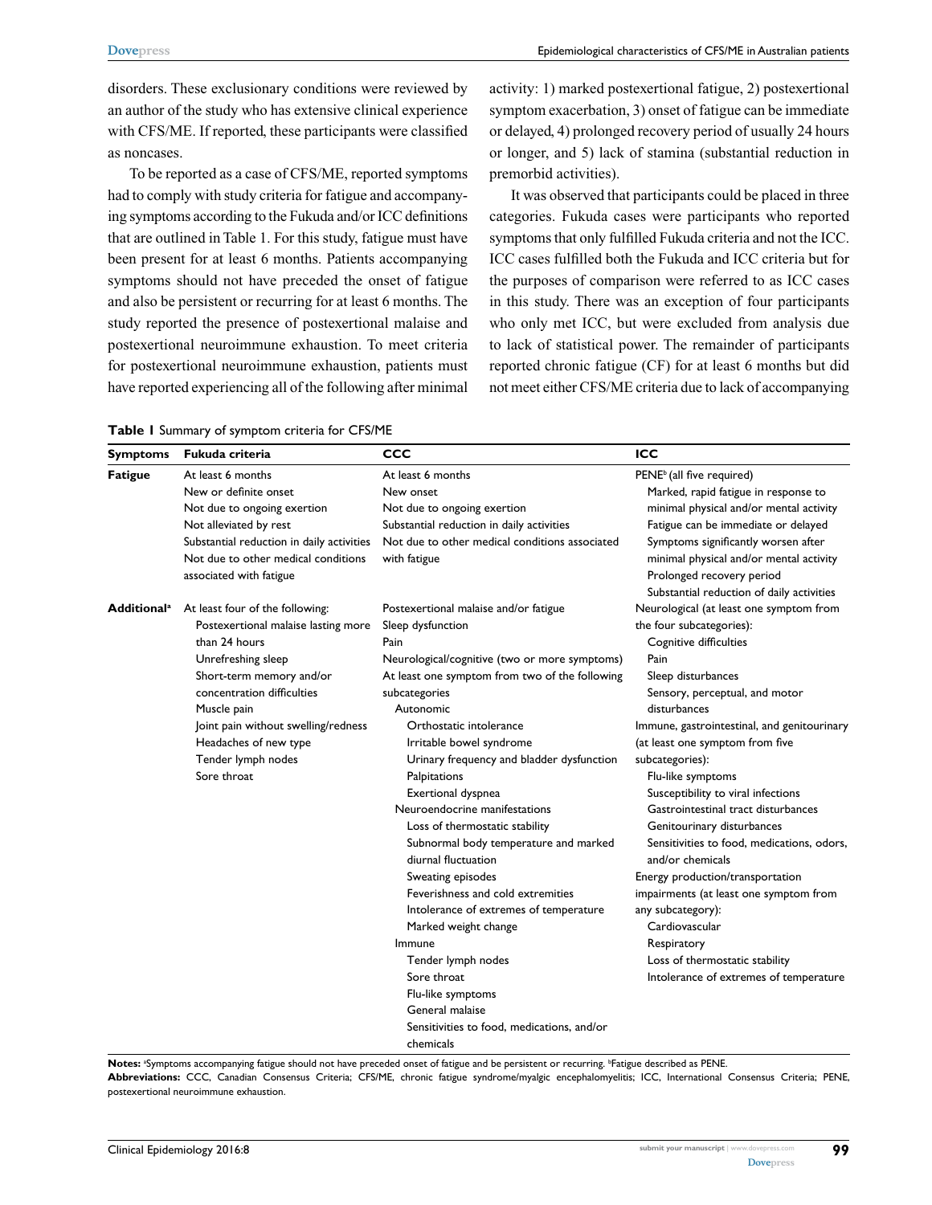disorders. These exclusionary conditions were reviewed by an author of the study who has extensive clinical experience with CFS/ME. If reported, these participants were classified as noncases.

To be reported as a case of CFS/ME, reported symptoms had to comply with study criteria for fatigue and accompanying symptoms according to the Fukuda and/or ICC definitions that are outlined in Table 1. For this study, fatigue must have been present for at least 6 months. Patients accompanying symptoms should not have preceded the onset of fatigue and also be persistent or recurring for at least 6 months. The study reported the presence of postexertional malaise and postexertional neuroimmune exhaustion. To meet criteria for postexertional neuroimmune exhaustion, patients must have reported experiencing all of the following after minimal activity: 1) marked postexertional fatigue, 2) postexertional symptom exacerbation, 3) onset of fatigue can be immediate or delayed, 4) prolonged recovery period of usually 24 hours or longer, and 5) lack of stamina (substantial reduction in premorbid activities).

It was observed that participants could be placed in three categories. Fukuda cases were participants who reported symptoms that only fulfilled Fukuda criteria and not the ICC. ICC cases fulfilled both the Fukuda and ICC criteria but for the purposes of comparison were referred to as ICC cases in this study. There was an exception of four participants who only met ICC, but were excluded from analysis due to lack of statistical power. The remainder of participants reported chronic fatigue (CF) for at least 6 months but did not meet either CFS/ME criteria due to lack of accompanying

**Table 1** Summary of symptom criteria for CFS/ME

| Symptoms | Fukuda criteria | CCC | ICC |
|---|---|---|---|
| **Fatigue** | At least 6 months<br>New or definite onset<br>Not due to ongoing exertion<br>Not alleviated by rest<br>Substantial reduction in daily activities<br>Not due to other medical conditions associated with fatigue | At least 6 months<br>New onset<br>Not due to ongoing exertion<br>Substantial reduction in daily activities<br>Not due to other medical conditions associated with fatigue | PENE[b] (all five required)<br>Marked, rapid fatigue in response to minimal physical and/or mental activity<br>Fatigue can be immediate or delayed<br>Symptoms significantly worsen after minimal physical and/or mental activity<br>Prolonged recovery period<br>Substantial reduction of daily activities |
| **Additional[a]** | At least four of the following:<br>Postexertional malaise lasting more than 24 hours<br>Unrefreshing sleep<br>Short-term memory and/or concentration difficulties<br>Muscle pain<br>Joint pain without swelling/redness<br>Headaches of new type<br>Tender lymph nodes<br>Sore throat | Postexertional malaise and/or fatigue<br>Sleep dysfunction<br>Pain<br>Neurological/cognitive (two or more symptoms)<br>At least one symptom from two of the following subcategories<br>Autonomic<br>Orthostatic intolerance<br>Irritable bowel syndrome<br>Urinary frequency and bladder dysfunction<br>Palpitations<br>Exertional dyspnea<br>Neuroendocrine manifestations<br>Loss of thermostatic stability<br>Subnormal body temperature and marked diurnal fluctuation<br>Sweating episodes<br>Feverishness and cold extremities<br>Intolerance of extremes of temperature<br>Marked weight change<br>Immune<br>Tender lymph nodes<br>Sore throat<br>Flu-like symptoms<br>General malaise<br>Sensitivities to food, medications, and/or chemicals | Neurological (at least one symptom from the four subcategories):<br>Cognitive difficulties<br>Pain<br>Sleep disturbances<br>Sensory, perceptual, and motor disturbances<br>Immune, gastrointestinal, and genitourinary (at least one symptom from five subcategories):<br>Flu-like symptoms<br>Susceptibility to viral infections<br>Gastrointestinal tract disturbances<br>Genitourinary disturbances<br>Sensitivities to food, medications, odors, and/or chemicals<br>Energy production/transportation impairments (at least one symptom from any subcategory):<br>Cardiovascular<br>Respiratory<br>Loss of thermostatic stability<br>Intolerance of extremes of temperature |

**Notes:** [a]Symptoms accompanying fatigue should not have preceded onset of fatigue and be persistent or recurring. [b]Fatigue described as PENE.
**Abbreviations:** CCC, Canadian Consensus Criteria; CFS/ME, chronic fatigue syndrome/myalgic encephalomyelitis; ICC, International Consensus Criteria; PENE, postexertional neuroimmune exhaustion.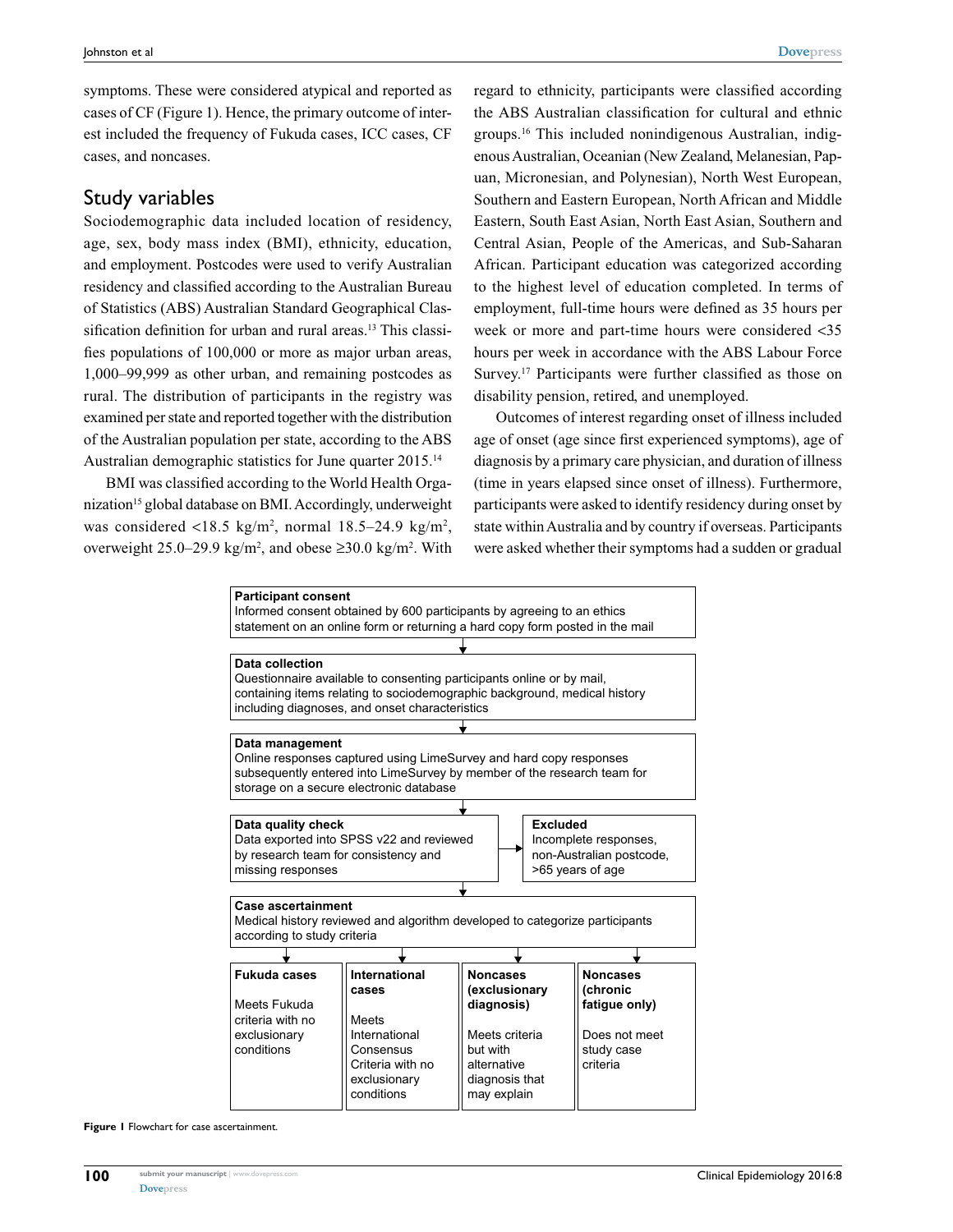symptoms. These were considered atypical and reported as cases of CF (Figure 1). Hence, the primary outcome of interest included the frequency of Fukuda cases, ICC cases, CF cases, and noncases.

## Study variables

Sociodemographic data included location of residency, age, sex, body mass index (BMI), ethnicity, education, and employment. Postcodes were used to verify Australian residency and classified according to the Australian Bureau of Statistics (ABS) Australian Standard Geographical Classification definition for urban and rural areas.[13] This classifies populations of 100,000 or more as major urban areas, 1,000–99,999 as other urban, and remaining postcodes as rural. The distribution of participants in the registry was examined per state and reported together with the distribution of the Australian population per state, according to the ABS Australian demographic statistics for June quarter 2015.[14]

BMI was classified according to the World Health Organization[15] global database on BMI. Accordingly, underweight was considered <18.5 kg/m$^2$, normal 18.5–24.9 kg/m$^2$, overweight 25.0–29.9 kg/m$^2$, and obese ≥30.0 kg/m$^2$. With regard to ethnicity, participants were classified according the ABS Australian classification for cultural and ethnic groups.[16] This included nonindigenous Australian, indigenous Australian, Oceanian (New Zealand, Melanesian, Papuan, Micronesian, and Polynesian), North West European, Southern and Eastern European, North African and Middle Eastern, South East Asian, North East Asian, Southern and Central Asian, People of the Americas, and Sub-Saharan African. Participant education was categorized according to the highest level of education completed. In terms of employment, full-time hours were defined as 35 hours per week or more and part-time hours were considered <35 hours per week in accordance with the ABS Labour Force Survey.[17] Participants were further classified as those on disability pension, retired, and unemployed.

Outcomes of interest regarding onset of illness included age of onset (age since first experienced symptoms), age of diagnosis by a primary care physician, and duration of illness (time in years elapsed since onset of illness). Furthermore, participants were asked to identify residency during onset by state within Australia and by country if overseas. Participants were asked whether their symptoms had a sudden or gradual

**Participant consent**
Informed consent obtained by 600 participants by agreeing to an ethics statement on an online form or returning a hard copy form posted in the mail

**Data collection**
Questionnaire available to consenting participants online or by mail, containing items relating to sociodemographic background, medical history including diagnoses, and onset characteristics

**Data management**
Online responses captured using LimeSurvey and hard copy responses subsequently entered into LimeSurvey by member of the research team for storage on a secure electronic database

**Data quality check**
Data exported into SPSS v22 and reviewed by research team for consistency and missing responses

**Excluded**
Incomplete responses, non-Australian postcode, >65 years of age

**Case ascertainment**
Medical history reviewed and algorithm developed to categorize participants according to study criteria

**Fukuda cases**
Meets Fukuda criteria with no exclusionary conditions

**International cases**
Meets International Consensus Criteria with no exclusionary conditions

**Noncases (exclusionary diagnosis)**
Meets criteria but with alternative diagnosis that may explain

**Noncases (chronic fatigue only)**
Does not meet study case criteria

**Figure 1** Flowchart for case ascertainment.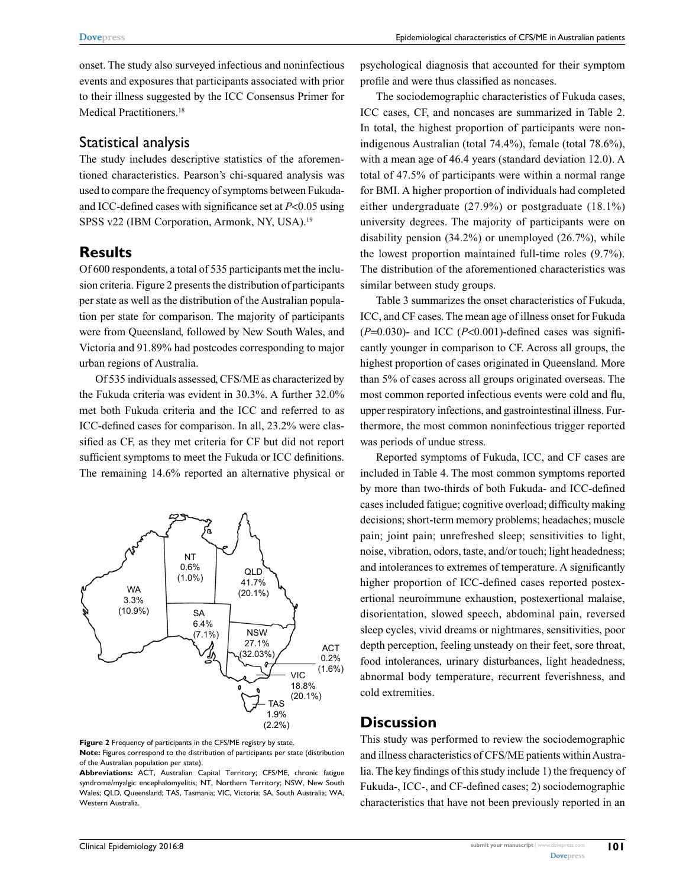onset. The study also surveyed infectious and noninfectious events and exposures that participants associated with prior to their illness suggested by the ICC Consensus Primer for Medical Practitioners.[18]

## Statistical analysis

The study includes descriptive statistics of the aforementioned characteristics. Pearson's chi-squared analysis was used to compare the frequency of symptoms between Fukuda- and ICC-defined cases with significance set at $P<0.05$ using SPSS v22 (IBM Corporation, Armonk, NY, USA).[19]

## Results

Of 600 respondents, a total of 535 participants met the inclusion criteria. Figure 2 presents the distribution of participants per state as well as the distribution of the Australian population per state for comparison. The majority of participants were from Queensland, followed by New South Wales, and Victoria and 91.89% had postcodes corresponding to major urban regions of Australia.

Of 535 individuals assessed, CFS/ME as characterized by the Fukuda criteria was evident in 30.3%. A further 32.0% met both Fukuda criteria and the ICC and referred to as ICC-defined cases for comparison. In all, 23.2% were classified as CF, as they met criteria for CF but did not report sufficient symptoms to meet the Fukuda or ICC definitions. The remaining 14.6% reported an alternative physical or psychological diagnosis that accounted for their symptom profile and were thus classified as noncases.

The sociodemographic characteristics of Fukuda cases, ICC cases, CF, and noncases are summarized in Table 2. In total, the highest proportion of participants were non-indigenous Australian (total 74.4%), female (total 78.6%), with a mean age of 46.4 years (standard deviation 12.0). A total of 47.5% of participants were within a normal range for BMI. A higher proportion of individuals had completed either undergraduate (27.9%) or postgraduate (18.1%) university degrees. The majority of participants were on disability pension (34.2%) or unemployed (26.7%), while the lowest proportion maintained full-time roles (9.7%). The distribution of the aforementioned characteristics was similar between study groups.

Table 3 summarizes the onset characteristics of Fukuda, ICC, and CF cases. The mean age of illness onset for Fukuda ($P=0.030$)- and ICC ($P<0.001$)-defined cases was significantly younger in comparison to CF. Across all groups, the highest proportion of cases originated in Queensland. More than 5% of cases across all groups originated overseas. The most common reported infectious events were cold and flu, upper respiratory infections, and gastrointestinal illness. Furthermore, the most common noninfectious trigger reported was periods of undue stress.

Reported symptoms of Fukuda, ICC, and CF cases are included in Table 4. The most common symptoms reported by more than two-thirds of both Fukuda- and ICC-defined cases included fatigue; cognitive overload; difficulty making decisions; short-term memory problems; headaches; muscle pain; joint pain; unrefreshed sleep; sensitivities to light, noise, vibration, odors, taste, and/or touch; light headedness; and intolerances to extremes of temperature. A significantly higher proportion of ICC-defined cases reported postexertional neuroimmune exhaustion, postexertional malaise, disorientation, slowed speech, abdominal pain, reversed sleep cycles, vivid dreams or nightmares, sensitivities, poor depth perception, feeling unsteady on their feet, sore throat, food intolerances, urinary disturbances, light headedness, abnormal body temperature, recurrent feverishness, and cold extremities.

WA 3.3% (10.9%); NT 0.6% (1.0%); QLD 41.7% (20.1%); SA 6.4% (7.1%); NSW 27.1% (32.03%); ACT 0.2% (1.6%); VIC 18.8% (20.1%); TAS 1.9% (2.2%)

**Figure 2** Frequency of participants in the CFS/ME registry by state.
**Note:** Figures correspond to the distribution of participants per state (distribution of the Australian population per state).
**Abbreviations:** ACT, Australian Capital Territory; CFS/ME, chronic fatigue syndrome/myalgic encephalomyelitis; NT, Northern Territory; NSW, New South Wales; QLD, Queensland; TAS, Tasmania; VIC, Victoria; SA, South Australia; WA, Western Australia.

## Discussion

This study was performed to review the sociodemographic and illness characteristics of CFS/ME patients within Australia. The key findings of this study include 1) the frequency of Fukuda-, ICC-, and CF-defined cases; 2) sociodemographic characteristics that have not been previously reported in an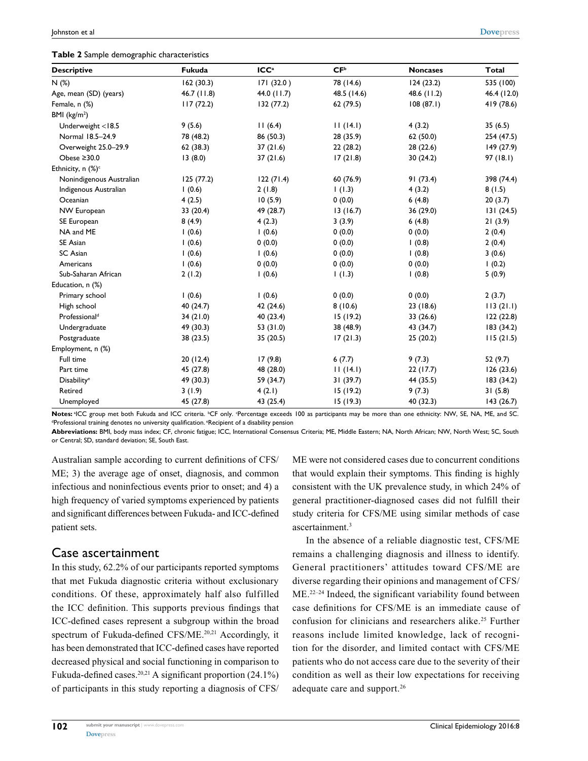**Table 2** Sample demographic characteristics

| Descriptive | Fukuda | ICC[a] | CF[b] | Noncases | Total |
|---|---|---|---|---|---|
| N (%) | 162 (30.3) | 171 (32.0 ) | 78 (14.6) | 124 (23.2) | 535 (100) |
| Age, mean (SD) (years) | 46.7 (11.8) | 44.0 (11.7) | 48.5 (14.6) | 48.6 (11.2) | 46.4 (12.0) |
| Female, n (%) | 117 (72.2) | 132 (77.2) | 62 (79.5) | 108 (87.1) | 419 (78.6) |
| BMI (kg/m$^2$) | | | | | |
| Underweight <18.5 | 9 (5.6) | 11 (6.4) | 11 (14.1) | 4 (3.2) | 35 (6.5) |
| Normal 18.5–24.9 | 78 (48.2) | 86 (50.3) | 28 (35.9) | 62 (50.0) | 254 (47.5) |
| Overweight 25.0–29.9 | 62 (38.3) | 37 (21.6) | 22 (28.2) | 28 (22.6) | 149 (27.9) |
| Obese ≥30.0 | 13 (8.0) | 37 (21.6) | 17 (21.8) | 30 (24.2) | 97 (18.1) |
| Ethnicity, n (%)[c] | | | | | |
| Nonindigenous Australian | 125 (77.2) | 122 (71.4) | 60 (76.9) | 91 (73.4) | 398 (74.4) |
| Indigenous Australian | 1 (0.6) | 2 (1.8) | 1 (1.3) | 4 (3.2) | 8 (1.5) |
| Oceanian | 4 (2.5) | 10 (5.9) | 0 (0.0) | 6 (4.8) | 20 (3.7) |
| NW European | 33 (20.4) | 49 (28.7) | 13 (16.7) | 36 (29.0) | 131 (24.5) |
| SE European | 8 (4.9) | 4 (2.3) | 3 (3.9) | 6 (4.8) | 21 (3.9) |
| NA and ME | 1 (0.6) | 1 (0.6) | 0 (0.0) | 0 (0.0) | 2 (0.4) |
| SE Asian | 1 (0.6) | 0 (0.0) | 0 (0.0) | 1 (0.8) | 2 (0.4) |
| SC Asian | 1 (0.6) | 1 (0.6) | 0 (0.0) | 1 (0.8) | 3 (0.6) |
| Americans | 1 (0.6) | 0 (0.0) | 0 (0.0) | 0 (0.0) | 1 (0.2) |
| Sub-Saharan African | 2 (1.2) | 1 (0.6) | 1 (1.3) | 1 (0.8) | 5 (0.9) |
| Education, n (%) | | | | | |
| Primary school | 1 (0.6) | 1 (0.6) | 0 (0.0) | 0 (0.0) | 2 (3.7) |
| High school | 40 (24.7) | 42 (24.6) | 8 (10.6) | 23 (18.6) | 113 (21.1) |
| Professional[d] | 34 (21.0) | 40 (23.4) | 15 (19.2) | 33 (26.6) | 122 (22.8) |
| Undergraduate | 49 (30.3) | 53 (31.0) | 38 (48.9) | 43 (34.7) | 183 (34.2) |
| Postgraduate | 38 (23.5) | 35 (20.5) | 17 (21.3) | 25 (20.2) | 115 (21.5) |
| Employment, n (%) | | | | | |
| Full time | 20 (12.4) | 17 (9.8) | 6 (7.7) | 9 (7.3) | 52 (9.7) |
| Part time | 45 (27.8) | 48 (28.0) | 11 (14.1) | 22 (17.7) | 126 (23.6) |
| Disability[e] | 49 (30.3) | 59 (34.7) | 31 (39.7) | 44 (35.5) | 183 (34.2) |
| Retired | 3 (1.9) | 4 (2.1) | 15 (19.2) | 9 (7.3) | 31 (5.8) |
| Unemployed | 45 (27.8) | 43 (25.4) | 15 (19.3) | 40 (32.3) | 143 (26.7) |

**Notes:** [a]ICC group met both Fukuda and ICC criteria. [b]CF only. [c]Percentage exceeds 100 as participants may be more than one ethnicity: NW, SE, NA, ME, and SC. [d]Professional training denotes no university qualification. [e]Recipient of a disability pension

**Abbreviations:** BMI, body mass index; CF, chronic fatigue; ICC, International Consensus Criteria; ME, Middle Eastern; NA, North African; NW, North West; SC, South or Central; SD, standard deviation; SE, South East.

Australian sample according to current definitions of CFS/ME; 3) the average age of onset, diagnosis, and common infectious and noninfectious events prior to onset; and 4) a high frequency of varied symptoms experienced by patients and significant differences between Fukuda- and ICC-defined patient sets.

## Case ascertainment

In this study, 62.2% of our participants reported symptoms that met Fukuda diagnostic criteria without exclusionary conditions. Of these, approximately half also fulfilled the ICC definition. This supports previous findings that ICC-defined cases represent a subgroup within the broad spectrum of Fukuda-defined CFS/ME.[20,21] Accordingly, it has been demonstrated that ICC-defined cases have reported decreased physical and social functioning in comparison to Fukuda-defined cases.[20,21] A significant proportion (24.1%) of participants in this study reporting a diagnosis of CFS/ME were not considered cases due to concurrent conditions that would explain their symptoms. This finding is highly consistent with the UK prevalence study, in which 24% of general practitioner-diagnosed cases did not fulfill their study criteria for CFS/ME using similar methods of case ascertainment.[3]

In the absence of a reliable diagnostic test, CFS/ME remains a challenging diagnosis and illness to identify. General practitioners' attitudes toward CFS/ME are diverse regarding their opinions and management of CFS/ME.[22–24] Indeed, the significant variability found between case definitions for CFS/ME is an immediate cause of confusion for clinicians and researchers alike.[25] Further reasons include limited knowledge, lack of recognition for the disorder, and limited contact with CFS/ME patients who do not access care due to the severity of their condition as well as their low expectations for receiving adequate care and support.[26]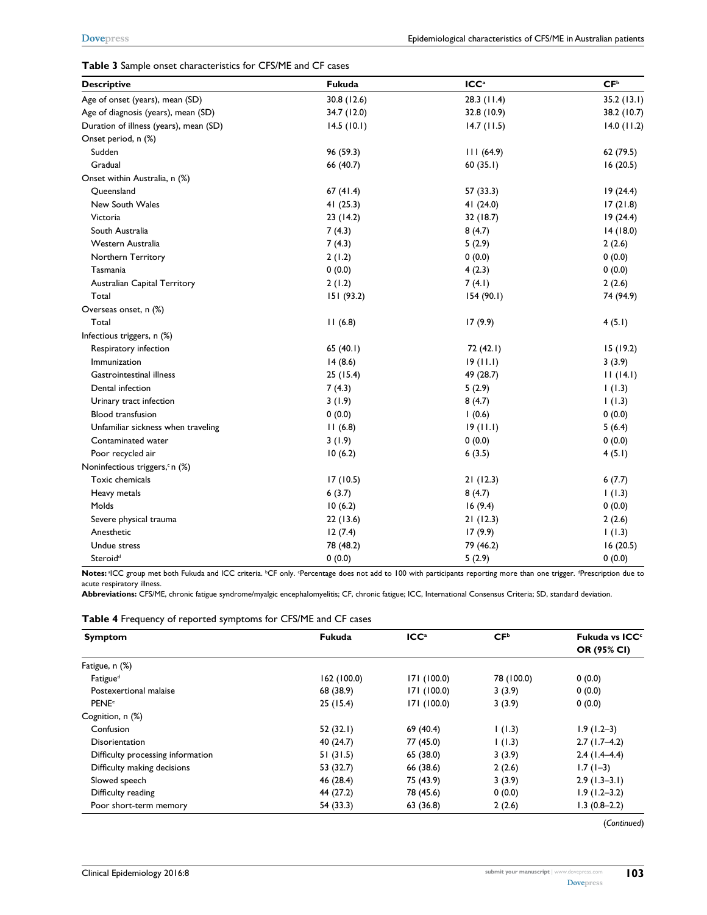**Table 3** Sample onset characteristics for CFS/ME and CF cases

| Descriptive | Fukuda | ICC[a] | CF[b] |
|---|---|---|---|
| Age of onset (years), mean (SD) | 30.8 (12.6) | 28.3 (11.4) | 35.2 (13.1) |
| Age of diagnosis (years), mean (SD) | 34.7 (12.0) | 32.8 (10.9) | 38.2 (10.7) |
| Duration of illness (years), mean (SD) | 14.5 (10.1) | 14.7 (11.5) | 14.0 (11.2) |
| Onset period, n (%) | | | |
| Sudden | 96 (59.3) | 111 (64.9) | 62 (79.5) |
| Gradual | 66 (40.7) | 60 (35.1) | 16 (20.5) |
| Onset within Australia, n (%) | | | |
| Queensland | 67 (41.4) | 57 (33.3) | 19 (24.4) |
| New South Wales | 41 (25.3) | 41 (24.0) | 17 (21.8) |
| Victoria | 23 (14.2) | 32 (18.7) | 19 (24.4) |
| South Australia | 7 (4.3) | 8 (4.7) | 14 (18.0) |
| Western Australia | 7 (4.3) | 5 (2.9) | 2 (2.6) |
| Northern Territory | 2 (1.2) | 0 (0.0) | 0 (0.0) |
| Tasmania | 0 (0.0) | 4 (2.3) | 0 (0.0) |
| Australian Capital Territory | 2 (1.2) | 7 (4.1) | 2 (2.6) |
| Total | 151 (93.2) | 154 (90.1) | 74 (94.9) |
| Overseas onset, n (%) | | | |
| Total | 11 (6.8) | 17 (9.9) | 4 (5.1) |
| Infectious triggers, n (%) | | | |
| Respiratory infection | 65 (40.1) | 72 (42.1) | 15 (19.2) |
| Immunization | 14 (8.6) | 19 (11.1) | 3 (3.9) |
| Gastrointestinal illness | 25 (15.4) | 49 (28.7) | 11 (14.1) |
| Dental infection | 7 (4.3) | 5 (2.9) | 1 (1.3) |
| Urinary tract infection | 3 (1.9) | 8 (4.7) | 1 (1.3) |
| Blood transfusion | 0 (0.0) | 1 (0.6) | 0 (0.0) |
| Unfamiliar sickness when traveling | 11 (6.8) | 19 (11.1) | 5 (6.4) |
| Contaminated water | 3 (1.9) | 0 (0.0) | 0 (0.0) |
| Poor recycled air | 10 (6.2) | 6 (3.5) | 4 (5.1) |
| Noninfectious triggers,[c] n (%) | | | |
| Toxic chemicals | 17 (10.5) | 21 (12.3) | 6 (7.7) |
| Heavy metals | 6 (3.7) | 8 (4.7) | 1 (1.3) |
| Molds | 10 (6.2) | 16 (9.4) | 0 (0.0) |
| Severe physical trauma | 22 (13.6) | 21 (12.3) | 2 (2.6) |
| Anesthetic | 12 (7.4) | 17 (9.9) | 1 (1.3) |
| Undue stress | 78 (48.2) | 79 (46.2) | 16 (20.5) |
| Steroid[d] | 0 (0.0) | 5 (2.9) | 0 (0.0) |

**Notes:** [a]ICC group met both Fukuda and ICC criteria. [b]CF only. [c]Percentage does not add to 100 with participants reporting more than one trigger. [d]Prescription due to acute respiratory illness.
**Abbreviations:** CFS/ME, chronic fatigue syndrome/myalgic encephalomyelitis; CF, chronic fatigue; ICC, International Consensus Criteria; SD, standard deviation.

**Table 4** Frequency of reported symptoms for CFS/ME and CF cases

| Symptom | Fukuda | ICC[a] | CF[b] | Fukuda vs ICC[c] OR (95% CI) |
|---|---|---|---|---|
| Fatigue, n (%) | | | | |
| Fatigue[d] | 162 (100.0) | 171 (100.0) | 78 (100.0) | 0 (0.0) |
| Postexertional malaise | 68 (38.9) | 171 (100.0) | 3 (3.9) | 0 (0.0) |
| PENE[e] | 25 (15.4) | 171 (100.0) | 3 (3.9) | 0 (0.0) |
| Cognition, n (%) | | | | |
| Confusion | 52 (32.1) | 69 (40.4) | 1 (1.3) | 1.9 (1.2–3) |
| Disorientation | 40 (24.7) | 77 (45.0) | 1 (1.3) | 2.7 (1.7–4.2) |
| Difficulty processing information | 51 (31.5) | 65 (38.0) | 3 (3.9) | 2.4 (1.4–4.4) |
| Difficulty making decisions | 53 (32.7) | 66 (38.6) | 2 (2.6) | 1.7 (1–3) |
| Slowed speech | 46 (28.4) | 75 (43.9) | 3 (3.9) | 2.9 (1.3–3.1) |
| Difficulty reading | 44 (27.2) | 78 (45.6) | 0 (0.0) | 1.9 (1.2–3.2) |
| Poor short-term memory | 54 (33.3) | 63 (36.8) | 2 (2.6) | 1.3 (0.8–2.2) |

(*Continued*)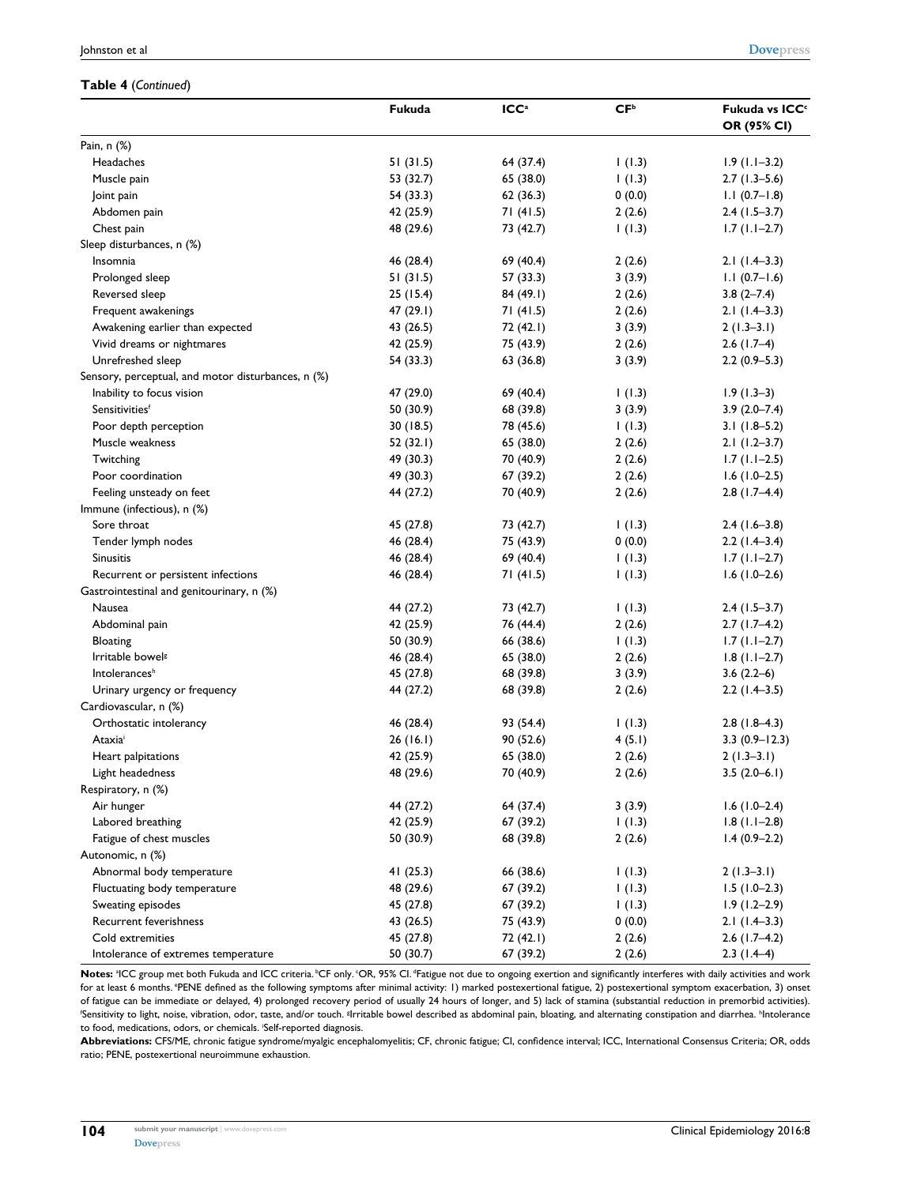**Table 4** (*Continued*)

| | Fukuda | ICC[a] | CF[b] | Fukuda vs ICC[c] OR (95% CI) |
|---|---|---|---|---|
| Pain, n (%) | | | | |
| Headaches | 51 (31.5) | 64 (37.4) | 1 (1.3) | 1.9 (1.1–3.2) |
| Muscle pain | 53 (32.7) | 65 (38.0) | 1 (1.3) | 2.7 (1.3–5.6) |
| Joint pain | 54 (33.3) | 62 (36.3) | 0 (0.0) | 1.1 (0.7–1.8) |
| Abdomen pain | 42 (25.9) | 71 (41.5) | 2 (2.6) | 2.4 (1.5–3.7) |
| Chest pain | 48 (29.6) | 73 (42.7) | 1 (1.3) | 1.7 (1.1–2.7) |
| Sleep disturbances, n (%) | | | | |
| Insomnia | 46 (28.4) | 69 (40.4) | 2 (2.6) | 2.1 (1.4–3.3) |
| Prolonged sleep | 51 (31.5) | 57 (33.3) | 3 (3.9) | 1.1 (0.7–1.6) |
| Reversed sleep | 25 (15.4) | 84 (49.1) | 2 (2.6) | 3.8 (2–7.4) |
| Frequent awakenings | 47 (29.1) | 71 (41.5) | 2 (2.6) | 2.1 (1.4–3.3) |
| Awakening earlier than expected | 43 (26.5) | 72 (42.1) | 3 (3.9) | 2 (1.3–3.1) |
| Vivid dreams or nightmares | 42 (25.9) | 75 (43.9) | 2 (2.6) | 2.6 (1.7–4) |
| Unrefreshed sleep | 54 (33.3) | 63 (36.8) | 3 (3.9) | 2.2 (0.9–5.3) |
| Sensory, perceptual, and motor disturbances, n (%) | | | | |
| Inability to focus vision | 47 (29.0) | 69 (40.4) | 1 (1.3) | 1.9 (1.3–3) |
| Sensitivities[f] | 50 (30.9) | 68 (39.8) | 3 (3.9) | 3.9 (2.0–7.4) |
| Poor depth perception | 30 (18.5) | 78 (45.6) | 1 (1.3) | 3.1 (1.8–5.2) |
| Muscle weakness | 52 (32.1) | 65 (38.0) | 2 (2.6) | 2.1 (1.2–3.7) |
| Twitching | 49 (30.3) | 70 (40.9) | 2 (2.6) | 1.7 (1.1–2.5) |
| Poor coordination | 49 (30.3) | 67 (39.2) | 2 (2.6) | 1.6 (1.0–2.5) |
| Feeling unsteady on feet | 44 (27.2) | 70 (40.9) | 2 (2.6) | 2.8 (1.7–4.4) |
| Immune (infectious), n (%) | | | | |
| Sore throat | 45 (27.8) | 73 (42.7) | 1 (1.3) | 2.4 (1.6–3.8) |
| Tender lymph nodes | 46 (28.4) | 75 (43.9) | 0 (0.0) | 2.2 (1.4–3.4) |
| Sinusitis | 46 (28.4) | 69 (40.4) | 1 (1.3) | 1.7 (1.1–2.7) |
| Recurrent or persistent infections | 46 (28.4) | 71 (41.5) | 1 (1.3) | 1.6 (1.0–2.6) |
| Gastrointestinal and genitourinary, n (%) | | | | |
| Nausea | 44 (27.2) | 73 (42.7) | 1 (1.3) | 2.4 (1.5–3.7) |
| Abdominal pain | 42 (25.9) | 76 (44.4) | 2 (2.6) | 2.7 (1.7–4.2) |
| Bloating | 50 (30.9) | 66 (38.6) | 1 (1.3) | 1.7 (1.1–2.7) |
| Irritable bowel[g] | 46 (28.4) | 65 (38.0) | 2 (2.6) | 1.8 (1.1–2.7) |
| Intolerances[h] | 45 (27.8) | 68 (39.8) | 3 (3.9) | 3.6 (2.2–6) |
| Urinary urgency or frequency | 44 (27.2) | 68 (39.8) | 2 (2.6) | 2.2 (1.4–3.5) |
| Cardiovascular, n (%) | | | | |
| Orthostatic intolerancy | 46 (28.4) | 93 (54.4) | 1 (1.3) | 2.8 (1.8–4.3) |
| Ataxia[i] | 26 (16.1) | 90 (52.6) | 4 (5.1) | 3.3 (0.9–12.3) |
| Heart palpitations | 42 (25.9) | 65 (38.0) | 2 (2.6) | 2 (1.3–3.1) |
| Light headedness | 48 (29.6) | 70 (40.9) | 2 (2.6) | 3.5 (2.0–6.1) |
| Respiratory, n (%) | | | | |
| Air hunger | 44 (27.2) | 64 (37.4) | 3 (3.9) | 1.6 (1.0–2.4) |
| Labored breathing | 42 (25.9) | 67 (39.2) | 1 (1.3) | 1.8 (1.1–2.8) |
| Fatigue of chest muscles | 50 (30.9) | 68 (39.8) | 2 (2.6) | 1.4 (0.9–2.2) |
| Autonomic, n (%) | | | | |
| Abnormal body temperature | 41 (25.3) | 66 (38.6) | 1 (1.3) | 2 (1.3–3.1) |
| Fluctuating body temperature | 48 (29.6) | 67 (39.2) | 1 (1.3) | 1.5 (1.0–2.3) |
| Sweating episodes | 45 (27.8) | 67 (39.2) | 1 (1.3) | 1.9 (1.2–2.9) |
| Recurrent feverishness | 43 (26.5) | 75 (43.9) | 0 (0.0) | 2.1 (1.4–3.3) |
| Cold extremities | 45 (27.8) | 72 (42.1) | 2 (2.6) | 2.6 (1.7–4.2) |
| Intolerance of extremes temperature | 50 (30.7) | 67 (39.2) | 2 (2.6) | 2.3 (1.4–4) |

**Notes:** [a]ICC group met both Fukuda and ICC criteria. [b]CF only. [c]OR, 95% CI. [d]Fatigue not due to ongoing exertion and significantly interferes with daily activities and work for at least 6 months. [e]PENE defined as the following symptoms after minimal activity: 1) marked postexertional fatigue, 2) postexertional symptom exacerbation, 3) onset of fatigue can be immediate or delayed, 4) prolonged recovery period of usually 24 hours of longer, and 5) lack of stamina (substantial reduction in premorbid activities). [f]Sensitivity to light, noise, vibration, odor, taste, and/or touch. [g]Irritable bowel described as abdominal pain, bloating, and alternating constipation and diarrhea. [h]Intolerance to food, medications, odors, or chemicals. [i]Self-reported diagnosis.

**Abbreviations:** CFS/ME, chronic fatigue syndrome/myalgic encephalomyelitis; CF, chronic fatigue; CI, confidence interval; ICC, International Consensus Criteria; OR, odds ratio; PENE, postexertional neuroimmune exhaustion.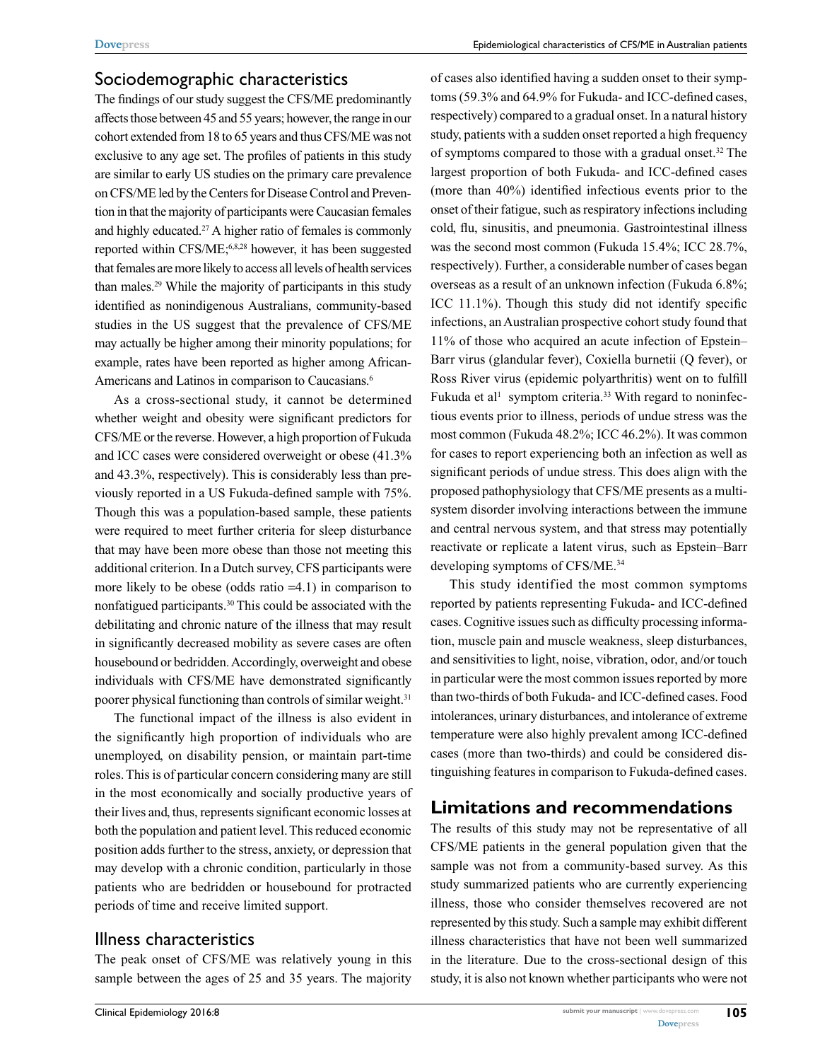## Sociodemographic characteristics

The findings of our study suggest the CFS/ME predominantly affects those between 45 and 55 years; however, the range in our cohort extended from 18 to 65 years and thus CFS/ME was not exclusive to any age set. The profiles of patients in this study are similar to early US studies on the primary care prevalence on CFS/ME led by the Centers for Disease Control and Prevention in that the majority of participants were Caucasian females and highly educated.[27] A higher ratio of females is commonly reported within CFS/ME;[6,8,28] however, it has been suggested that females are more likely to access all levels of health services than males.[29] While the majority of participants in this study identified as nonindigenous Australians, community-based studies in the US suggest that the prevalence of CFS/ME may actually be higher among their minority populations; for example, rates have been reported as higher among African-Americans and Latinos in comparison to Caucasians.[6]

As a cross-sectional study, it cannot be determined whether weight and obesity were significant predictors for CFS/ME or the reverse. However, a high proportion of Fukuda and ICC cases were considered overweight or obese (41.3% and 43.3%, respectively). This is considerably less than previously reported in a US Fukuda-defined sample with 75%. Though this was a population-based sample, these patients were required to meet further criteria for sleep disturbance that may have been more obese than those not meeting this additional criterion. In a Dutch survey, CFS participants were more likely to be obese (odds ratio =4.1) in comparison to nonfatigued participants.[30] This could be associated with the debilitating and chronic nature of the illness that may result in significantly decreased mobility as severe cases are often housebound or bedridden. Accordingly, overweight and obese individuals with CFS/ME have demonstrated significantly poorer physical functioning than controls of similar weight.[31]

The functional impact of the illness is also evident in the significantly high proportion of individuals who are unemployed, on disability pension, or maintain part-time roles. This is of particular concern considering many are still in the most economically and socially productive years of their lives and, thus, represents significant economic losses at both the population and patient level. This reduced economic position adds further to the stress, anxiety, or depression that may develop with a chronic condition, particularly in those patients who are bedridden or housebound for protracted periods of time and receive limited support.

## Illness characteristics

The peak onset of CFS/ME was relatively young in this sample between the ages of 25 and 35 years. The majority of cases also identified having a sudden onset to their symptoms (59.3% and 64.9% for Fukuda- and ICC-defined cases, respectively) compared to a gradual onset. In a natural history study, patients with a sudden onset reported a high frequency of symptoms compared to those with a gradual onset.[32] The largest proportion of both Fukuda- and ICC-defined cases (more than 40%) identified infectious events prior to the onset of their fatigue, such as respiratory infections including cold, flu, sinusitis, and pneumonia. Gastrointestinal illness was the second most common (Fukuda 15.4%; ICC 28.7%, respectively). Further, a considerable number of cases began overseas as a result of an unknown infection (Fukuda 6.8%; ICC 11.1%). Though this study did not identify specific infections, an Australian prospective cohort study found that 11% of those who acquired an acute infection of Epstein–Barr virus (glandular fever), Coxiella burnetii (Q fever), or Ross River virus (epidemic polyarthritis) went on to fulfill Fukuda et al[1] symptom criteria.[33] With regard to noninfectious events prior to illness, periods of undue stress was the most common (Fukuda 48.2%; ICC 46.2%). It was common for cases to report experiencing both an infection as well as significant periods of undue stress. This does align with the proposed pathophysiology that CFS/ME presents as a multisystem disorder involving interactions between the immune and central nervous system, and that stress may potentially reactivate or replicate a latent virus, such as Epstein–Barr developing symptoms of CFS/ME.[34]

This study identified the most common symptoms reported by patients representing Fukuda- and ICC-defined cases. Cognitive issues such as difficulty processing information, muscle pain and muscle weakness, sleep disturbances, and sensitivities to light, noise, vibration, odor, and/or touch in particular were the most common issues reported by more than two-thirds of both Fukuda- and ICC-defined cases. Food intolerances, urinary disturbances, and intolerance of extreme temperature were also highly prevalent among ICC-defined cases (more than two-thirds) and could be considered distinguishing features in comparison to Fukuda-defined cases.

# Limitations and recommendations

The results of this study may not be representative of all CFS/ME patients in the general population given that the sample was not from a community-based survey. As this study summarized patients who are currently experiencing illness, those who consider themselves recovered are not represented by this study. Such a sample may exhibit different illness characteristics that have not been well summarized in the literature. Due to the cross-sectional design of this study, it is also not known whether participants who were not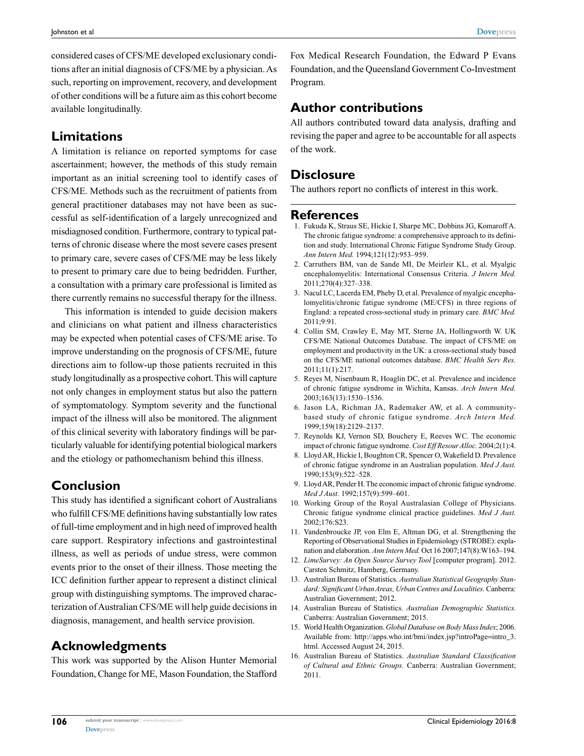considered cases of CFS/ME developed exclusionary conditions after an initial diagnosis of CFS/ME by a physician. As such, reporting on improvement, recovery, and development of other conditions will be a future aim as this cohort become available longitudinally.

## Limitations

A limitation is reliance on reported symptoms for case ascertainment; however, the methods of this study remain important as an initial screening tool to identify cases of CFS/ME. Methods such as the recruitment of patients from general practitioner databases may not have been as successful as self-identification of a largely unrecognized and misdiagnosed condition. Furthermore, contrary to typical patterns of chronic disease where the most severe cases present to primary care, severe cases of CFS/ME may be less likely to present to primary care due to being bedridden. Further, a consultation with a primary care professional is limited as there currently remains no successful therapy for the illness.

This information is intended to guide decision makers and clinicians on what patient and illness characteristics may be expected when potential cases of CFS/ME arise. To improve understanding on the prognosis of CFS/ME, future directions aim to follow-up those patients recruited in this study longitudinally as a prospective cohort. This will capture not only changes in employment status but also the pattern of symptomatology. Symptom severity and the functional impact of the illness will also be monitored. The alignment of this clinical severity with laboratory findings will be particularly valuable for identifying potential biological markers and the etiology or pathomechanism behind this illness.

## Conclusion

This study has identified a significant cohort of Australians who fulfill CFS/ME definitions having substantially low rates of full-time employment and in high need of improved health care support. Respiratory infections and gastrointestinal illness, as well as periods of undue stress, were common events prior to the onset of their illness. Those meeting the ICC definition further appear to represent a distinct clinical group with distinguishing symptoms. The improved characterization of Australian CFS/ME will help guide decisions in diagnosis, management, and health service provision.

## Acknowledgments

This work was supported by the Alison Hunter Memorial Foundation, Change for ME, Mason Foundation, the Stafford Fox Medical Research Foundation, the Edward P Evans Foundation, and the Queensland Government Co-Investment Program.

## Author contributions

All authors contributed toward data analysis, drafting and revising the paper and agree to be accountable for all aspects of the work.

## Disclosure

The authors report no conflicts of interest in this work.

## References

1. Fukuda K, Straus SE, Hickie I, Sharpe MC, Dobbins JG, Komaroff A. The chronic fatigue syndrome: a comprehensive approach to its definition and study. International Chronic Fatigue Syndrome Study Group. *Ann Intern Med.* 1994;121(12):953–959.
2. Carruthers BM, van de Sande MI, De Meirleir KL, et al. Myalgic encephalomyelitis: International Consensus Criteria. *J Intern Med.* 2011;270(4):327–338.
3. Nacul LC, Lacerda EM, Pheby D, et al. Prevalence of myalgic encephalomyelitis/chronic fatigue syndrome (ME/CFS) in three regions of England: a repeated cross-sectional study in primary care. *BMC Med.* 2011;9:91.
4. Collin SM, Crawley E, May MT, Sterne JA, Hollingworth W. UK CFS/ME National Outcomes Database. The impact of CFS/ME on employment and productivity in the UK: a cross-sectional study based on the CFS/ME national outcomes database. *BMC Health Serv Res.* 2011;11(1):217.
5. Reyes M, Nisenbaum R, Hoaglin DC, et al. Prevalence and incidence of chronic fatigue syndrome in Wichita, Kansas. *Arch Intern Med.* 2003;163(13):1530–1536.
6. Jason LA, Richman JA, Rademaker AW, et al. A community-based study of chronic fatigue syndrome. *Arch Intern Med.* 1999;159(18):2129–2137.
7. Reynolds KJ, Vernon SD, Bouchery E, Reeves WC. The economic impact of chronic fatigue syndrome. *Cost Eff Resour Alloc.* 2004;2(1):4.
8. Lloyd AR, Hickie I, Boughton CR, Spencer O, Wakefield D. Prevalence of chronic fatigue syndrome in an Australian population. *Med J Aust.* 1990;153(9):522–528.
9. Lloyd AR, Pender H. The economic impact of chronic fatigue syndrome. *Med J Aust.* 1992;157(9):599–601.
10. Working Group of the Royal Australasian College of Physicians. Chronic fatigue syndrome clinical practice guidelines. *Med J Aust.* 2002;176:S23.
11. Vandenbroucke JP, von Elm E, Altman DG, et al. Strengthening the Reporting of Observational Studies in Epidemiology (STROBE): explanation and elaboration. *Ann Intern Med.* Oct 16 2007;147(8):W163–194.
12. *LimeSurvey: An Open Source Survey Tool* [computer program]. 2012. Carsten Schmitz, Hamberg, Germany.
13. Australian Bureau of Statistics. *Australian Statistical Geography Standard: Significant Urban Areas, Urban Centres and Localities.* Canberra: Australian Government; 2012.
14. Australian Bureau of Statistics. *Australian Demographic Statistics.* Canberra: Australian Government; 2015.
15. World Health Organization. *Global Database on Body Mass Index*; 2006. Available from: http://apps.who.int/bmi/index.jsp?introPage=intro_3.html. Accessed August 24, 2015.
16. Australian Bureau of Statistics. *Australian Standard Classification of Cultural and Ethnic Groups.* Canberra: Australian Government; 2011.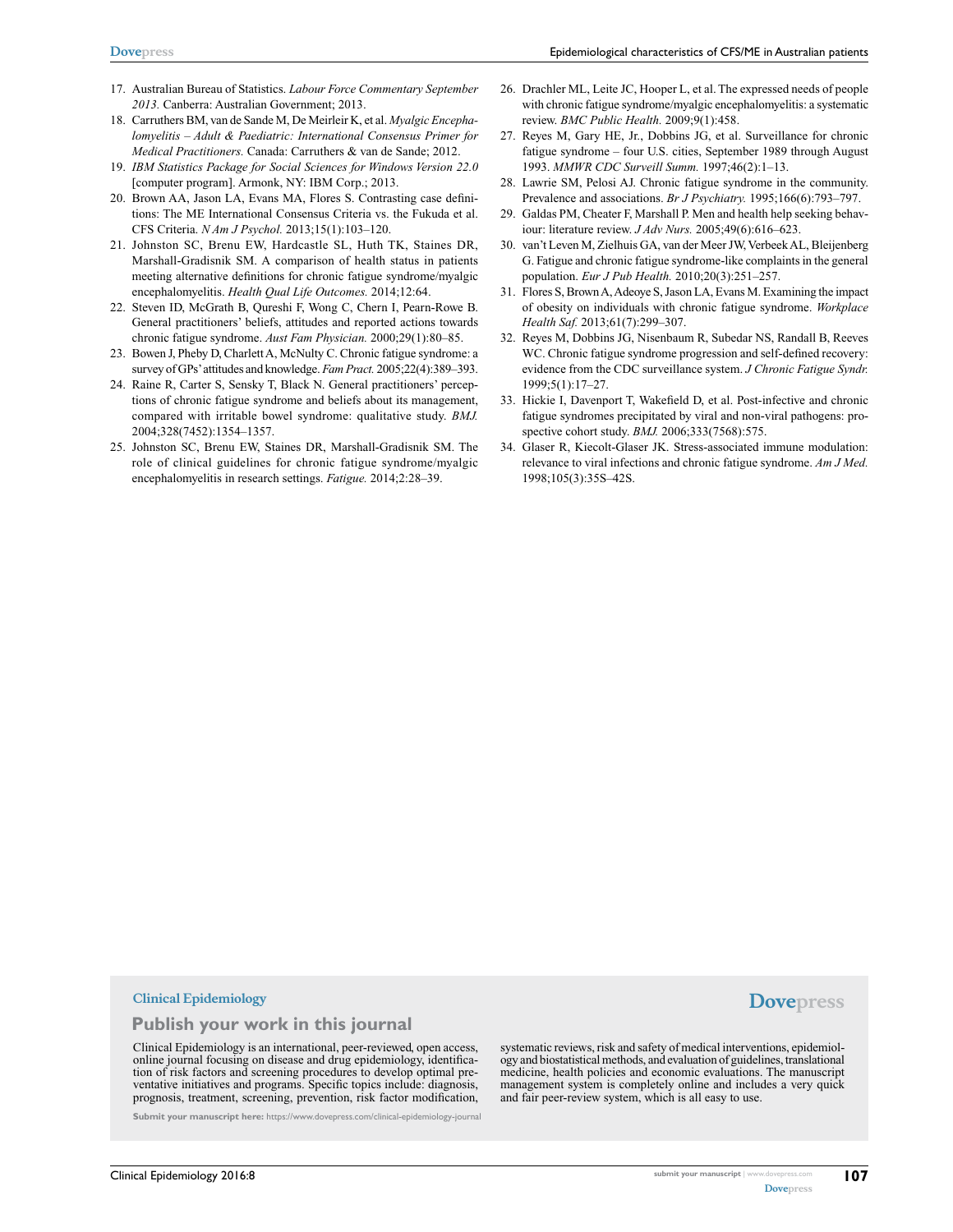17. Australian Bureau of Statistics. *Labour Force Commentary September 2013.* Canberra: Australian Government; 2013.
18. Carrruthers BM, van de Sande M, De Meirleir K, et al. *Myalgic Encephalomyelitis – Adult & Paediatric: International Consensus Primer for Medical Practitioners.* Canada: Carruthers & van de Sande; 2012.
19. *IBM Statistics Package for Social Sciences for Windows Version 22.0* [computer program]. Armonk, NY: IBM Corp.; 2013.
20. Brown AA, Jason LA, Evans MA, Flores S. Contrasting case definitions: The ME International Consensus Criteria vs. the Fukuda et al. CFS Criteria. *N Am J Psychol.* 2013;15(1):103–120.
21. Johnston SC, Brenu EW, Hardcastle SL, Huth TK, Staines DR, Marshall-Gradisnik SM. A comparison of health status in patients meeting alternative definitions for chronic fatigue syndrome/myalgic encephalomyelitis. *Health Qual Life Outcomes.* 2014;12:64.
22. Steven ID, McGrath B, Qureshi F, Wong C, Chern I, Pearn-Rowe B. General practitioners' beliefs, attitudes and reported actions towards chronic fatigue syndrome. *Aust Fam Physician.* 2000;29(1):80–85.
23. Bowen J, Pheby D, Charlett A, McNulty C. Chronic fatigue syndrome: a survey of GPs' attitudes and knowledge. *Fam Pract.* 2005;22(4):389–393.
24. Raine R, Carter S, Sensky T, Black N. General practitioners' perceptions of chronic fatigue syndrome and beliefs about its management, compared with irritable bowel syndrome: qualitative study. *BMJ.* 2004;328(7452):1354–1357.
25. Johnston SC, Brenu EW, Staines DR, Marshall-Gradisnik SM. The role of clinical guidelines for chronic fatigue syndrome/myalgic encephalomyelitis in research settings. *Fatigue.* 2014;2:28–39.
26. Drachler ML, Leite JC, Hooper L, et al. The expressed needs of people with chronic fatigue syndrome/myalgic encephalomyelitis: a systematic review. *BMC Public Health.* 2009;9(1):458.
27. Reyes M, Gary HE, Jr., Dobbins JG, et al. Surveillance for chronic fatigue syndrome – four U.S. cities, September 1989 through August 1993. *MMWR CDC Surveill Summ.* 1997;46(2):1–13.
28. Lawrie SM, Pelosi AJ. Chronic fatigue syndrome in the community. Prevalence and associations. *Br J Psychiatry.* 1995;166(6):793–797.
29. Galdas PM, Cheater F, Marshall P. Men and health help seeking behaviour: literature review. *J Adv Nurs.* 2005;49(6):616–623.
30. van't Leven M, Zielhuis GA, van der Meer JW, Verbeek AL, Bleijenberg G. Fatigue and chronic fatigue syndrome-like complaints in the general population. *Eur J Pub Health.* 2010;20(3):251–257.
31. Flores S, Brown A, Adeoye S, Jason LA, Evans M. Examining the impact of obesity on individuals with chronic fatigue syndrome. *Workplace Health Saf.* 2013;61(7):299–307.
32. Reyes M, Dobbins JG, Nisenbaum R, Subedar NS, Randall B, Reeves WC. Chronic fatigue syndrome progression and self-defined recovery: evidence from the CDC surveillance system. *J Chronic Fatigue Syndr.* 1999;5(1):17–27.
33. Hickie I, Davenport T, Wakefield D, et al. Post-infective and chronic fatigue syndromes precipitated by viral and non-viral pathogens: prospective cohort study. *BMJ.* 2006;333(7568):575.
34. Glaser R, Kiecolt-Glaser JK. Stress-associated immune modulation: relevance to viral infections and chronic fatigue syndrome. *Am J Med.* 1998;105(3):35S–42S.

**Clinical Epidemiology**

**Dovepress**

## Publish your work in this journal

Clinical Epidemiology is an international, peer-reviewed, open access, online journal focusing on disease and drug epidemiology, identification of risk factors and screening procedures to develop optimal preventative initiatives and programs. Specific topics include: diagnosis, prognosis, treatment, screening, prevention, risk factor modification, systematic reviews, risk and safety of medical interventions, epidemiology and biostatistical methods, and evaluation of guidelines, translational medicine, health policies and economic evaluations. The manuscript management system is completely online and includes a very quick and fair peer-review system, which is all easy to use.

**Submit your manuscript here:** https://www.dovepress.com/clinical-epidemiology-journal